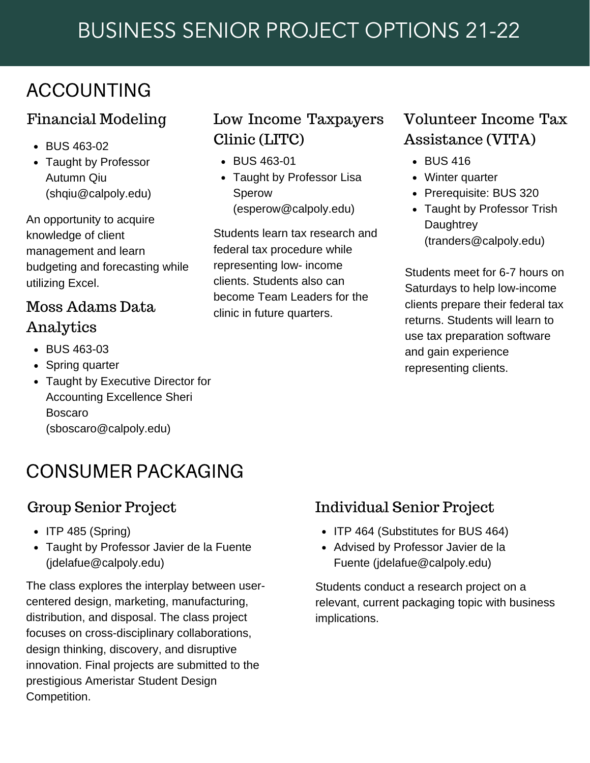# BUSINESS SENIOR PROJECT OPTIONS 21-22

## ACCOUNTING

### Financial Modeling

- BUS 463-02
- Taught by Professor Autumn Qiu (shqiu@calpoly.edu)

An opportunity to acquire knowledge of client management and learn budgeting and forecasting while utilizing Excel.

### Moss Adams Data Analytics

- BUS 463-03
- Spring quarter
- Taught by Executive Director for Accounting Excellence Sheri Boscaro (sboscaro@calpoly.edu)

### Low Income Taxpayers Clinic (LITC)

- BUS 463-01
- Taught by Professor Lisa Sperow (esperow@calpoly.edu)

Students learn tax research and federal tax procedure while representing low- income clients. Students also can become Team Leaders for the clinic in future quarters.

### Volunteer Income Tax Assistance (VITA)

- BUS 416
- Winter quarter
- Prerequisite: BUS 320
- Taught by Professor Trish Daughtrey (tranders@calpoly.edu)

Students meet for 6-7 hours on Saturdays to help low-income clients prepare their federal tax returns. Students will learn to use tax preparation software and gain experience representing clients.

## CONSUMER PACKAGING

### Group Senior Project

- ITP 485 (Spring)
- Taught by Professor Javier de la Fuente (jdelafue@calpoly.edu)

The class explores the interplay between user-centered design, marketing, manufacturing, distribution, and disposal. The class project focuses on cross-disciplinary collaborations, design thinking, discovery, and disruptive innovation. Final projects are submitted to the prestigious Ameristar Student Design Competition.

### Individual Senior Project

- ITP 464 (Substitutes for BUS 464)
- Advised by Professor Javier de la Fuente (jdelafue@calpoly.edu)

Students conduct a research project on a relevant, current packaging topic with business implications.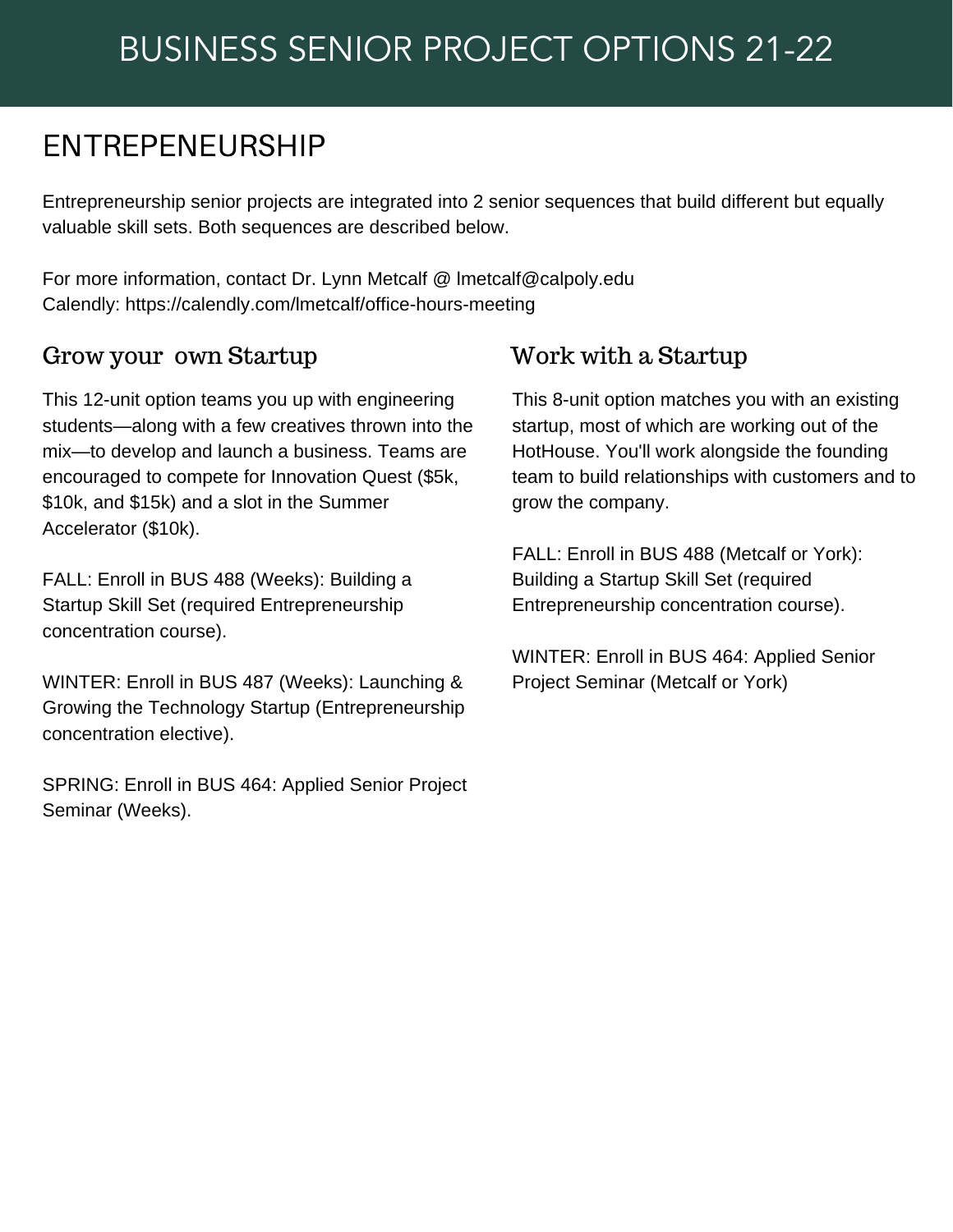# BUSINESS SENIOR PROJECT OPTIONS 21-22

## ENTREPENEURSHIP

Entrepreneurship senior projects are integrated into 2 senior sequences that build different but equally valuable skill sets. Both sequences are described below.

For more information, contact Dr. Lynn Metcalf @ lmetcalf@calpoly.edu
Calendly: https://calendly.com/lmetcalf/office-hours-meeting

### Grow your own Startup

This 12-unit option teams you up with engineering students—along with a few creatives thrown into the mix—to develop and launch a business. Teams are encouraged to compete for Innovation Quest ($5k, $10k, and $15k) and a slot in the Summer Accelerator ($10k).

FALL: Enroll in BUS 488 (Weeks): Building a Startup Skill Set (required Entrepreneurship concentration course).

WINTER: Enroll in BUS 487 (Weeks): Launching & Growing the Technology Startup (Entrepreneurship concentration elective).

SPRING: Enroll in BUS 464: Applied Senior Project Seminar (Weeks).

### Work with a Startup

This 8-unit option matches you with an existing startup, most of which are working out of the HotHouse. You'll work alongside the founding team to build relationships with customers and to grow the company.

FALL: Enroll in BUS 488 (Metcalf or York): Building a Startup Skill Set (required Entrepreneurship concentration course).

WINTER: Enroll in BUS 464: Applied Senior Project Seminar (Metcalf or York)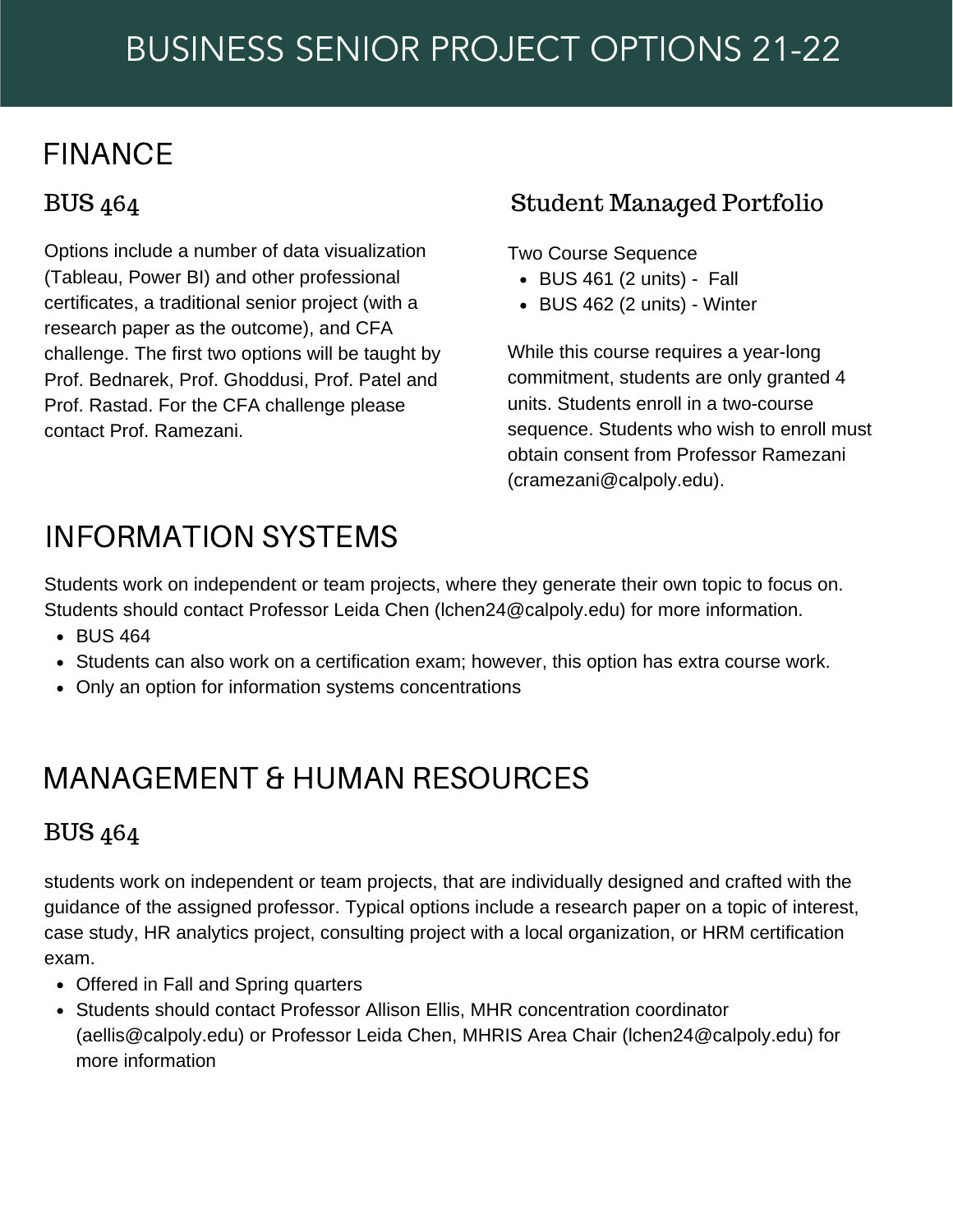# BUSINESS SENIOR PROJECT OPTIONS 21-22

## FINANCE

### BUS 464

Options include a number of data visualization (Tableau, Power BI) and other professional certificates, a traditional senior project (with a research paper as the outcome), and CFA challenge. The first two options will be taught by Prof. Bednarek, Prof. Ghoddusi, Prof. Patel and Prof. Rastad. For the CFA challenge please contact Prof. Ramezani.

### Student Managed Portfolio

Two Course Sequence

- BUS 461 (2 units) - Fall
- BUS 462 (2 units) - Winter

While this course requires a year-long commitment, students are only granted 4 units. Students enroll in a two-course sequence. Students who wish to enroll must obtain consent from Professor Ramezani (cramezani@calpoly.edu).

## INFORMATION SYSTEMS

Students work on independent or team projects, where they generate their own topic to focus on. Students should contact Professor Leida Chen (lchen24@calpoly.edu) for more information.

- BUS 464
- Students can also work on a certification exam; however, this option has extra course work.
- Only an option for information systems concentrations

## MANAGEMENT & HUMAN RESOURCES

### BUS 464

students work on independent or team projects, that are individually designed and crafted with the guidance of the assigned professor. Typical options include a research paper on a topic of interest, case study, HR analytics project, consulting project with a local organization, or HRM certification exam.

- Offered in Fall and Spring quarters
- Students should contact Professor Allison Ellis, MHR concentration coordinator (aellis@calpoly.edu) or Professor Leida Chen, MHRIS Area Chair (lchen24@calpoly.edu) for more information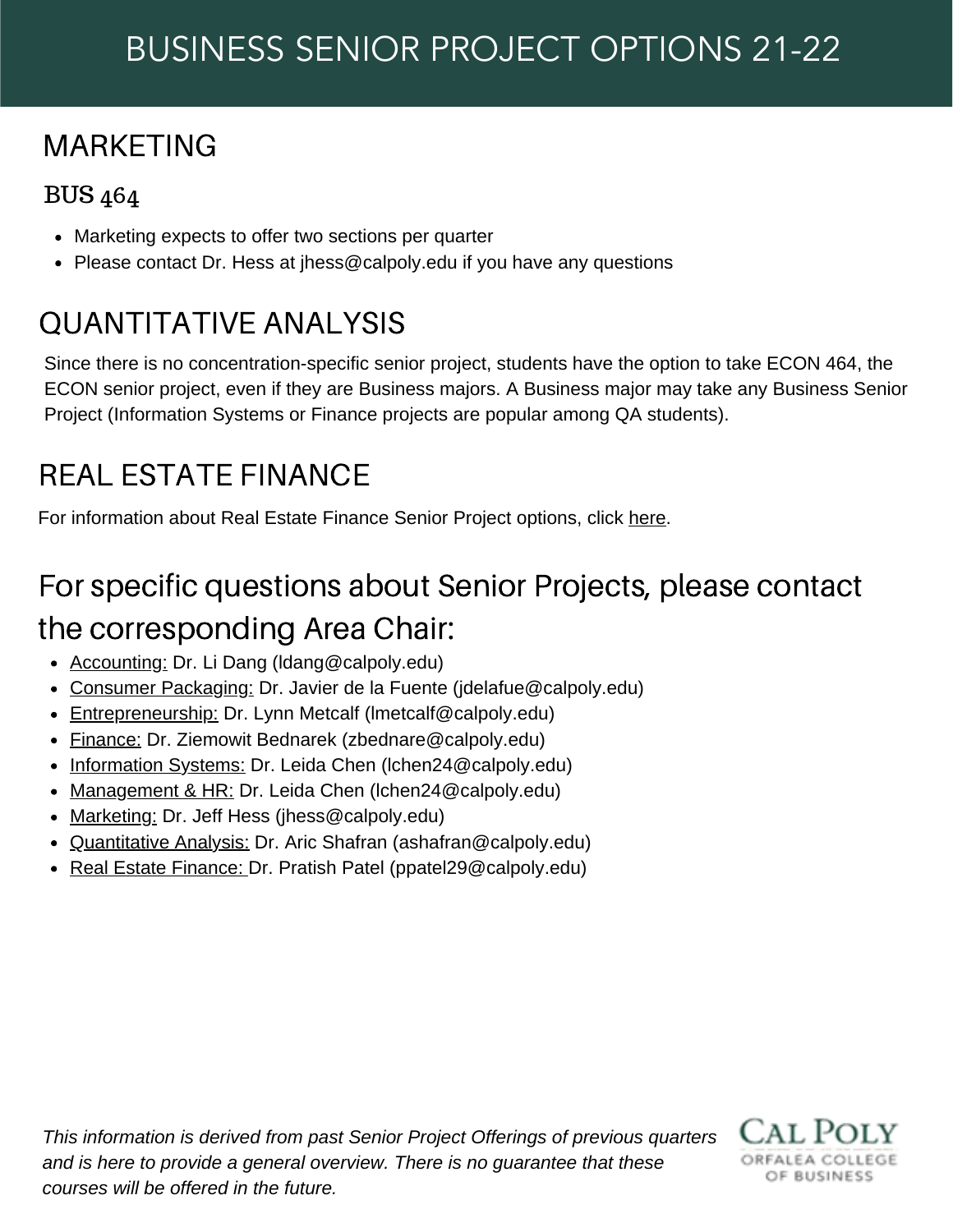# BUSINESS SENIOR PROJECT OPTIONS 21-22

## MARKETING

### BUS 464

- Marketing expects to offer two sections per quarter
- Please contact Dr. Hess at jhess@calpoly.edu if you have any questions

## QUANTITATIVE ANALYSIS

Since there is no concentration-specific senior project, students have the option to take ECON 464, the ECON senior project, even if they are Business majors. A Business major may take any Business Senior Project (Information Systems or Finance projects are popular among QA students).

## REAL ESTATE FINANCE

For information about Real Estate Finance Senior Project options, click here.

## For specific questions about Senior Projects, please contact the corresponding Area Chair:

- Accounting: Dr. Li Dang (ldang@calpoly.edu)
- Consumer Packaging: Dr. Javier de la Fuente (jdelafue@calpoly.edu)
- Entrepreneurship: Dr. Lynn Metcalf (lmetcalf@calpoly.edu)
- Finance: Dr. Ziemowit Bednarek (zbednare@calpoly.edu)
- Information Systems: Dr. Leida Chen (lchen24@calpoly.edu)
- Management & HR: Dr. Leida Chen (lchen24@calpoly.edu)
- Marketing: Dr. Jeff Hess (jhess@calpoly.edu)
- Quantitative Analysis: Dr. Aric Shafran (ashafran@calpoly.edu)
- Real Estate Finance: Dr. Pratish Patel (ppatel29@calpoly.edu)

*This information is derived from past Senior Project Offerings of previous quarters and is here to provide a general overview. There is no guarantee that these courses will be offered in the future.*

CAL POLY
ORFALEA COLLEGE OF BUSINESS